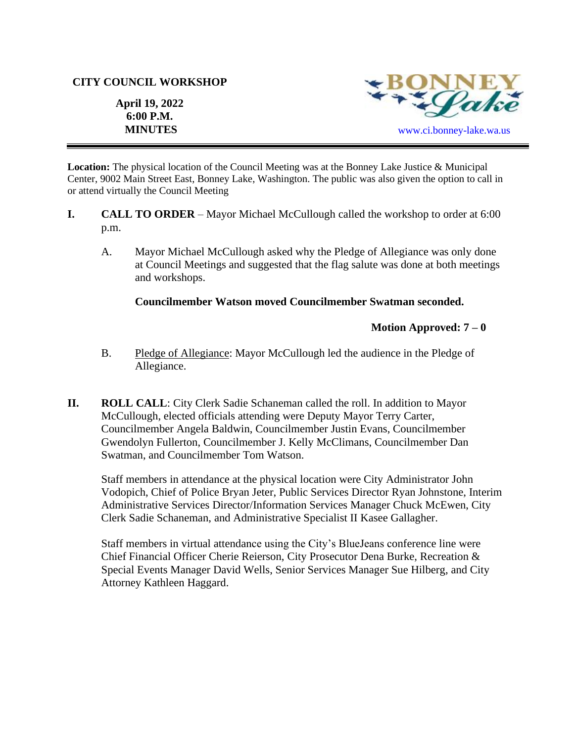**CITY COUNCIL WORKSHOP**

**April 19, 2022**
**6:00 P.M.**
**MINUTES**

BONNEY Lake

www.ci.bonney-lake.wa.us

---

**Location:** The physical location of the Council Meeting was at the Bonney Lake Justice & Municipal Center, 9002 Main Street East, Bonney Lake, Washington. The public was also given the option to call in or attend virtually the Council Meeting

**I. CALL TO ORDER** – Mayor Michael McCullough called the workshop to order at 6:00 p.m.

A. Mayor Michael McCullough asked why the Pledge of Allegiance was only done at Council Meetings and suggested that the flag salute was done at both meetings and workshops.

**Councilmember Watson moved Councilmember Swatman seconded.**

**Motion Approved: 7 – 0**

B. Pledge of Allegiance: Mayor McCullough led the audience in the Pledge of Allegiance.

**II. ROLL CALL**: City Clerk Sadie Schaneman called the roll. In addition to Mayor McCullough, elected officials attending were Deputy Mayor Terry Carter, Councilmember Angela Baldwin, Councilmember Justin Evans, Councilmember Gwendolyn Fullerton, Councilmember J. Kelly McClimans, Councilmember Dan Swatman, and Councilmember Tom Watson.

Staff members in attendance at the physical location were City Administrator John Vodopich, Chief of Police Bryan Jeter, Public Services Director Ryan Johnstone, Interim Administrative Services Director/Information Services Manager Chuck McEwen, City Clerk Sadie Schaneman, and Administrative Specialist II Kasee Gallagher.

Staff members in virtual attendance using the City's BlueJeans conference line were Chief Financial Officer Cherie Reierson, City Prosecutor Dena Burke, Recreation & Special Events Manager David Wells, Senior Services Manager Sue Hilberg, and City Attorney Kathleen Haggard.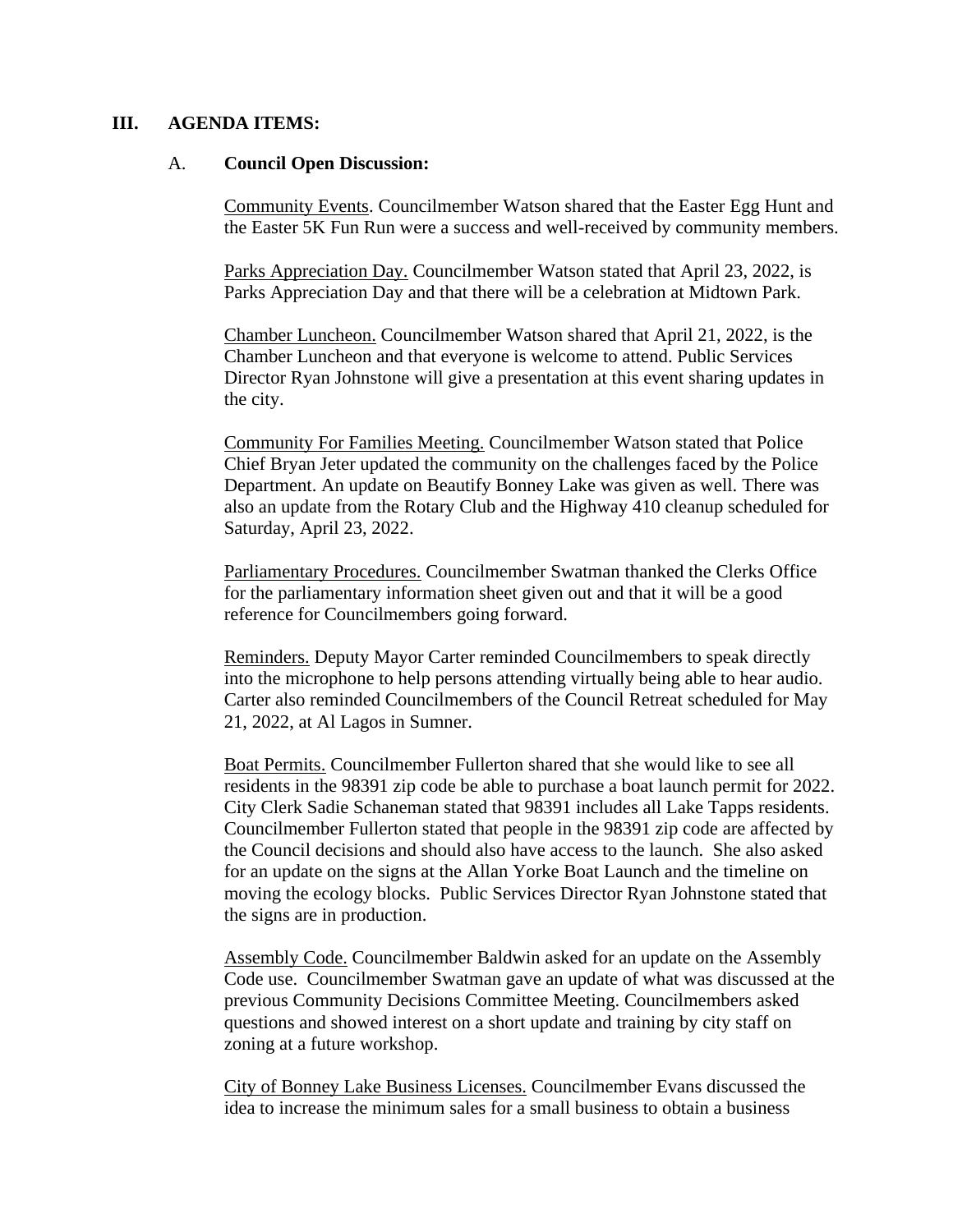## III. AGENDA ITEMS:

### A. Council Open Discussion:

<u>Community Events</u>. Councilmember Watson shared that the Easter Egg Hunt and the Easter 5K Fun Run were a success and well-received by community members.

<u>Parks Appreciation Day.</u> Councilmember Watson stated that April 23, 2022, is Parks Appreciation Day and that there will be a celebration at Midtown Park.

<u>Chamber Luncheon.</u> Councilmember Watson shared that April 21, 2022, is the Chamber Luncheon and that everyone is welcome to attend. Public Services Director Ryan Johnstone will give a presentation at this event sharing updates in the city.

<u>Community For Families Meeting.</u> Councilmember Watson stated that Police Chief Bryan Jeter updated the community on the challenges faced by the Police Department. An update on Beautify Bonney Lake was given as well. There was also an update from the Rotary Club and the Highway 410 cleanup scheduled for Saturday, April 23, 2022.

<u>Parliamentary Procedures.</u> Councilmember Swatman thanked the Clerks Office for the parliamentary information sheet given out and that it will be a good reference for Councilmembers going forward.

<u>Reminders.</u> Deputy Mayor Carter reminded Councilmembers to speak directly into the microphone to help persons attending virtually being able to hear audio. Carter also reminded Councilmembers of the Council Retreat scheduled for May 21, 2022, at Al Lagos in Sumner.

<u>Boat Permits.</u> Councilmember Fullerton shared that she would like to see all residents in the 98391 zip code be able to purchase a boat launch permit for 2022. City Clerk Sadie Schaneman stated that 98391 includes all Lake Tapps residents. Councilmember Fullerton stated that people in the 98391 zip code are affected by the Council decisions and should also have access to the launch. She also asked for an update on the signs at the Allan Yorke Boat Launch and the timeline on moving the ecology blocks. Public Services Director Ryan Johnstone stated that the signs are in production.

<u>Assembly Code.</u> Councilmember Baldwin asked for an update on the Assembly Code use. Councilmember Swatman gave an update of what was discussed at the previous Community Decisions Committee Meeting. Councilmembers asked questions and showed interest on a short update and training by city staff on zoning at a future workshop.

<u>City of Bonney Lake Business Licenses.</u> Councilmember Evans discussed the idea to increase the minimum sales for a small business to obtain a business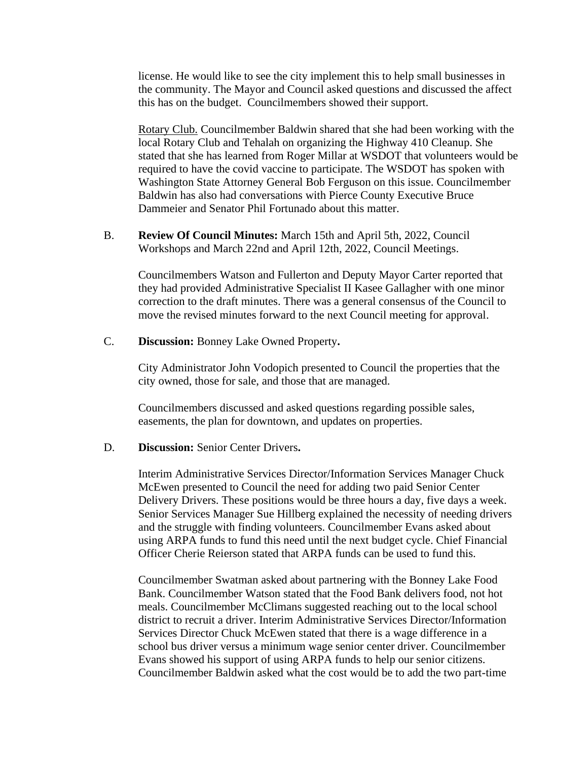license. He would like to see the city implement this to help small businesses in the community. The Mayor and Council asked questions and discussed the affect this has on the budget. Councilmembers showed their support.

Rotary Club. Councilmember Baldwin shared that she had been working with the local Rotary Club and Tehalah on organizing the Highway 410 Cleanup. She stated that she has learned from Roger Millar at WSDOT that volunteers would be required to have the covid vaccine to participate. The WSDOT has spoken with Washington State Attorney General Bob Ferguson on this issue. Councilmember Baldwin has also had conversations with Pierce County Executive Bruce Dammeier and Senator Phil Fortunado about this matter.

B. **Review Of Council Minutes:** March 15th and April 5th, 2022, Council Workshops and March 22nd and April 12th, 2022, Council Meetings.

Councilmembers Watson and Fullerton and Deputy Mayor Carter reported that they had provided Administrative Specialist II Kasee Gallagher with one minor correction to the draft minutes. There was a general consensus of the Council to move the revised minutes forward to the next Council meeting for approval.

C. **Discussion:** Bonney Lake Owned Property**.**

City Administrator John Vodopich presented to Council the properties that the city owned, those for sale, and those that are managed.

Councilmembers discussed and asked questions regarding possible sales, easements, the plan for downtown, and updates on properties.

D. **Discussion:** Senior Center Drivers**.**

Interim Administrative Services Director/Information Services Manager Chuck McEwen presented to Council the need for adding two paid Senior Center Delivery Drivers. These positions would be three hours a day, five days a week. Senior Services Manager Sue Hillberg explained the necessity of needing drivers and the struggle with finding volunteers. Councilmember Evans asked about using ARPA funds to fund this need until the next budget cycle. Chief Financial Officer Cherie Reierson stated that ARPA funds can be used to fund this.

Councilmember Swatman asked about partnering with the Bonney Lake Food Bank. Councilmember Watson stated that the Food Bank delivers food, not hot meals. Councilmember McClimans suggested reaching out to the local school district to recruit a driver. Interim Administrative Services Director/Information Services Director Chuck McEwen stated that there is a wage difference in a school bus driver versus a minimum wage senior center driver. Councilmember Evans showed his support of using ARPA funds to help our senior citizens. Councilmember Baldwin asked what the cost would be to add the two part-time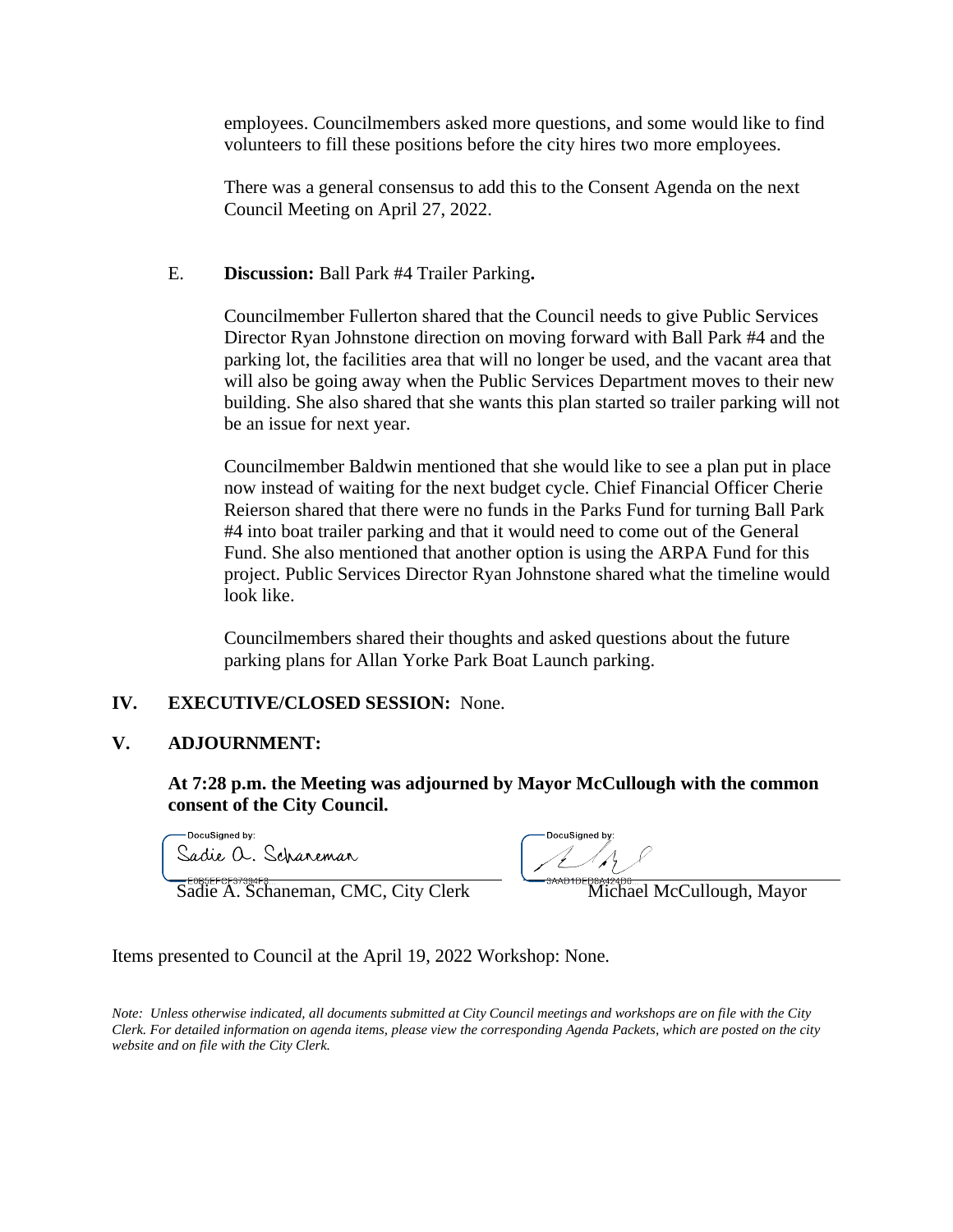employees. Councilmembers asked more questions, and some would like to find volunteers to fill these positions before the city hires two more employees.

There was a general consensus to add this to the Consent Agenda on the next Council Meeting on April 27, 2022.

E. **Discussion:** Ball Park #4 Trailer Parking**.**

Councilmember Fullerton shared that the Council needs to give Public Services Director Ryan Johnstone direction on moving forward with Ball Park #4 and the parking lot, the facilities area that will no longer be used, and the vacant area that will also be going away when the Public Services Department moves to their new building. She also shared that she wants this plan started so trailer parking will not be an issue for next year.

Councilmember Baldwin mentioned that she would like to see a plan put in place now instead of waiting for the next budget cycle. Chief Financial Officer Cherie Reierson shared that there were no funds in the Parks Fund for turning Ball Park #4 into boat trailer parking and that it would need to come out of the General Fund. She also mentioned that another option is using the ARPA Fund for this project. Public Services Director Ryan Johnstone shared what the timeline would look like.

Councilmembers shared their thoughts and asked questions about the future parking plans for Allan Yorke Park Boat Launch parking.

## IV. EXECUTIVE/CLOSED SESSION: None.

## V. ADJOURNMENT:

**At 7:28 p.m. the Meeting was adjourned by Mayor McCullough with the common consent of the City Council.**

DocuSigned by:
Sadie A. Schaneman
E6B5EFCF37394F8...

Sadie A. Schaneman, CMC, City Clerk

DocuSigned by:
3AAD1DED8A424D8...

Michael McCullough, Mayor

Items presented to Council at the April 19, 2022 Workshop: None.

*Note: Unless otherwise indicated, all documents submitted at City Council meetings and workshops are on file with the City Clerk. For detailed information on agenda items, please view the corresponding Agenda Packets, which are posted on the city website and on file with the City Clerk.*